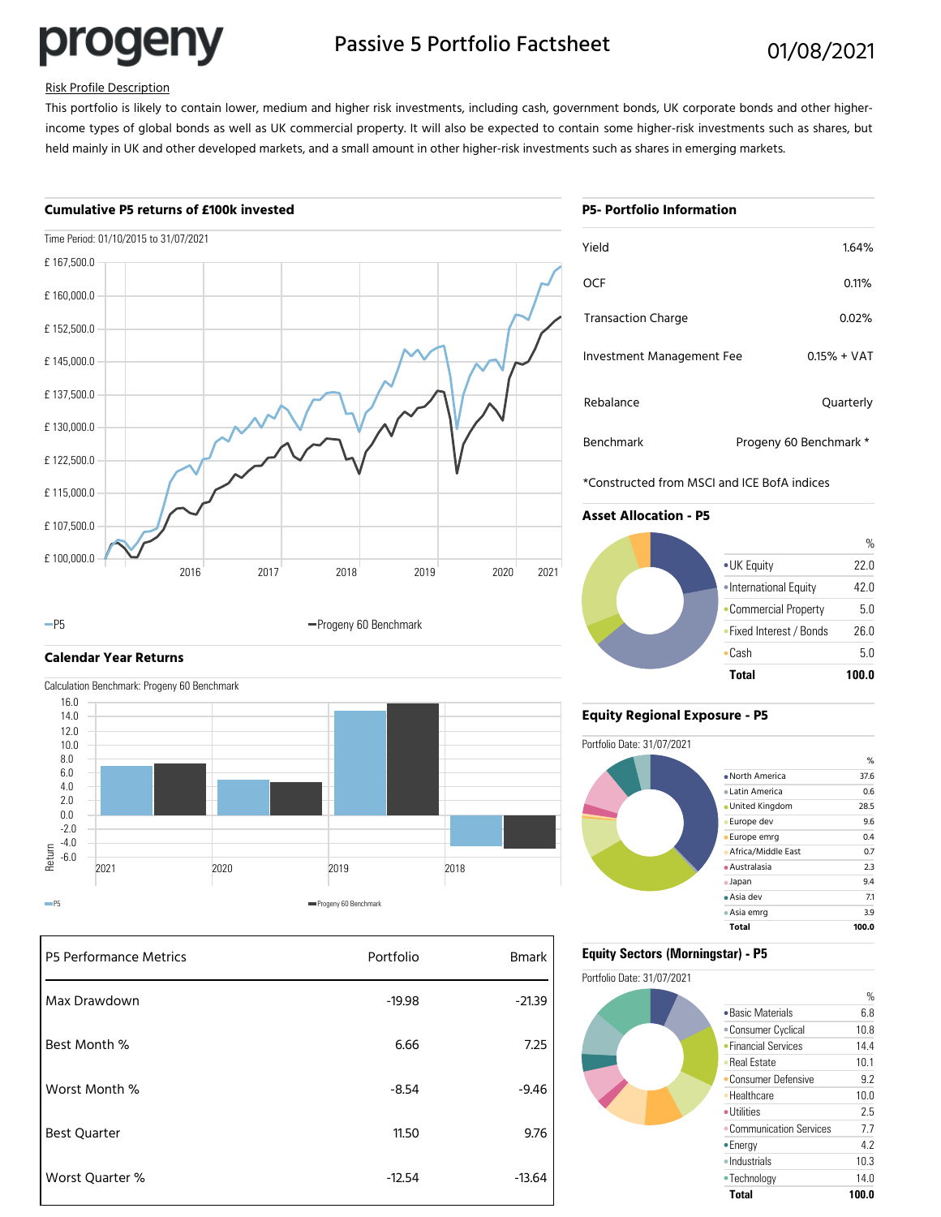# progeny

## Passive 5 Portfolio Factsheet

01/08/2021

Risk Profile Description

This portfolio is likely to contain lower, medium and higher risk investments, including cash, government bonds, UK corporate bonds and other higher-income types of global bonds as well as UK commercial property. It will also be expected to contain some higher-risk investments such as shares, but held mainly in UK and other developed markets, and a small amount in other higher-risk investments such as shares in emerging markets.

### Cumulative P5 returns of £100k invested

Time Period: 01/10/2015 to 31/07/2021

— P5 — Progeny 60 Benchmark

### Calendar Year Returns

Calculation Benchmark: Progeny 60 Benchmark

P5 / Progeny 60 Benchmark

| P5 Performance Metrics | Portfolio | Bmark |
|---|---|---|
| Max Drawdown | -19.98 | -21.39 |
| Best Month % | 6.66 | 7.25 |
| Worst Month % | -8.54 | -9.46 |
| Best Quarter | 11.50 | 9.76 |
| Worst Quarter % | -12.54 | -13.64 |

### P5- Portfolio Information

| | |
|---|---|
| Yield | 1.64% |
| OCF | 0.11% |
| Transaction Charge | 0.02% |
| Investment Management Fee | 0.15% + VAT |
| Rebalance | Quarterly |
| Benchmark | Progeny 60 Benchmark * |

*Constructed from MSCI and ICE BofA indices

### Asset Allocation - P5

| | % |
|---|---|
| UK Equity | 22.0 |
| International Equity | 42.0 |
| Commercial Property | 5.0 |
| Fixed Interest / Bonds | 26.0 |
| Cash | 5.0 |
| **Total** | **100.0** |

### Equity Regional Exposure - P5

Portfolio Date: 31/07/2021

| | % |
|---|---|
| North America | 37.6 |
| Latin America | 0.6 |
| United Kingdom | 28.5 |
| Europe dev | 9.6 |
| Europe emrg | 0.4 |
| Africa/Middle East | 0.7 |
| Australasia | 2.3 |
| Japan | 9.4 |
| Asia dev | 7.1 |
| Asia emrg | 3.9 |
| **Total** | **100.0** |

### Equity Sectors (Morningstar) - P5

Portfolio Date: 31/07/2021

| | % |
|---|---|
| Basic Materials | 6.8 |
| Consumer Cyclical | 10.8 |
| Financial Services | 14.4 |
| Real Estate | 10.1 |
| Consumer Defensive | 9.2 |
| Healthcare | 10.0 |
| Utilities | 2.5 |
| Communication Services | 7.7 |
| Energy | 4.2 |
| Industrials | 10.3 |
| Technology | 14.0 |
| **Total** | **100.0** |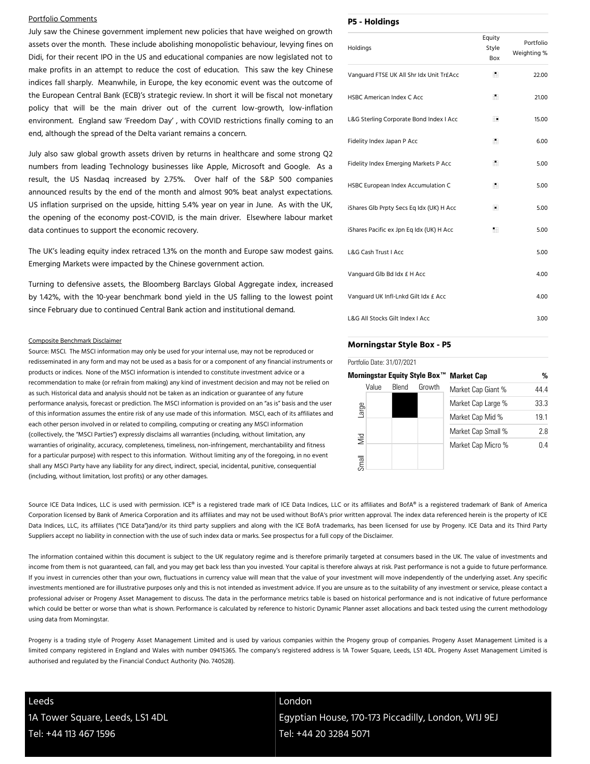Portfolio Comments

July saw the Chinese government implement new policies that have weighed on growth assets over the month. These include abolishing monopolistic behaviour, levying fines on Didi, for their recent IPO in the US and educational companies are now legislated not to make profits in an attempt to reduce the cost of education. This saw the key Chinese indices fall sharply. Meanwhile, in Europe, the key economic event was the outcome of the European Central Bank (ECB)'s strategic review. In short it will be fiscal not monetary policy that will be the main driver out of the current low-growth, low-inflation environment. England saw 'Freedom Day' , with COVID restrictions finally coming to an end, although the spread of the Delta variant remains a concern.

July also saw global growth assets driven by returns in healthcare and some strong Q2 numbers from leading Technology businesses like Apple, Microsoft and Google. As a result, the US Nasdaq increased by 2.75%. Over half of the S&P 500 companies announced results by the end of the month and almost 90% beat analyst expectations. US inflation surprised on the upside, hitting 5.4% year on year in June. As with the UK, the opening of the economy post-COVID, is the main driver. Elsewhere labour market data continues to support the economic recovery.

The UK's leading equity index retraced 1.3% on the month and Europe saw modest gains. Emerging Markets were impacted by the Chinese government action.

Turning to defensive assets, the Bloomberg Barclays Global Aggregate index, increased by 1.42%, with the 10-year benchmark bond yield in the US falling to the lowest point since February due to continued Central Bank action and institutional demand.

## P5 - Holdings

| Holdings | Equity Style Box | Portfolio Weighting % |
|---|---|---|
| Vanguard FTSE UK All Shr Idx Unit Tr£Acc | | 22.00 |
| HSBC American Index C Acc | | 21.00 |
| L&G Sterling Corporate Bond Index I Acc | | 15.00 |
| Fidelity Index Japan P Acc | | 6.00 |
| Fidelity Index Emerging Markets P Acc | | 5.00 |
| HSBC European Index Accumulation C | | 5.00 |
| iShares Glb Prpty Secs Eq Idx (UK) H Acc | | 5.00 |
| iShares Pacific ex Jpn Eq Idx (UK) H Acc | | 5.00 |
| L&G Cash Trust I Acc | | 5.00 |
| Vanguard Glb Bd Idx £ H Acc | | 4.00 |
| Vanguard UK Infl-Lnkd Gilt Idx £ Acc | | 4.00 |
| L&G All Stocks Gilt Index I Acc | | 3.00 |

Composite Benchmark Disclaimer

Source: MSCI. The MSCI information may only be used for your internal use, may not be reproduced or redisseminated in any form and may not be used as a basis for or a component of any financial instruments or products or indices. None of the MSCI information is intended to constitute investment advice or a recommendation to make (or refrain from making) any kind of investment decision and may not be relied on as such. Historical data and analysis should not be taken as an indication or guarantee of any future performance analysis, forecast or prediction. The MSCI information is provided on an "as is" basis and the user of this information assumes the entire risk of any use made of this information. MSCI, each of its affiliates and each other person involved in or related to compiling, computing or creating any MSCI information (collectively, the "MSCI Parties") expressly disclaims all warranties (including, without limitation, any warranties of originality, accuracy, completeness, timeliness, non-infringement, merchantability and fitness for a particular purpose) with respect to this information. Without limiting any of the foregoing, in no event shall any MSCI Party have any liability for any direct, indirect, special, incidental, punitive, consequential (including, without limitation, lost profits) or any other damages.

## Morningstar Style Box - P5

Portfolio Date: 31/07/2021

Morningstar Equity Style Box™

Value Blend Growth

Large Mid Small

| Market Cap | % |
|---|---|
| Market Cap Giant % | 44.4 |
| Market Cap Large % | 33.3 |
| Market Cap Mid % | 19.1 |
| Market Cap Small % | 2.8 |
| Market Cap Micro % | 0.4 |

Source ICE Data Indices, LLC is used with permission. ICE® is a registered trade mark of ICE Data Indices, LLC or its affiliates and BofA® is a registered trademark of Bank of America Corporation licensed by Bank of America Corporation and its affiliates and may not be used without BofA's prior written approval. The index data referenced herein is the property of ICE Data Indices, LLC, its affiliates ("ICE Data")and/or its third party suppliers and along with the ICE BofA trademarks, has been licensed for use by Progeny. ICE Data and its Third Party Suppliers accept no liability in connection with the use of such index data or marks. See prospectus for a full copy of the Disclaimer.

The information contained within this document is subject to the UK regulatory regime and is therefore primarily targeted at consumers based in the UK. The value of investments and income from them is not guaranteed, can fall, and you may get back less than you invested. Your capital is therefore always at risk. Past performance is not a guide to future performance. If you invest in currencies other than your own, fluctuations in currency value will mean that the value of your investment will move independently of the underlying asset. Any specific investments mentioned are for illustrative purposes only and this is not intended as investment advice. If you are unsure as to the suitability of any investment or service, please contact a professional adviser or Progeny Asset Management to discuss. The data in the performance metrics table is based on historical performance and is not indicative of future performance which could be better or worse than what is shown. Performance is calculated by reference to historic Dynamic Planner asset allocations and back tested using the current methodology using data from Morningstar.

Progeny is a trading style of Progeny Asset Management Limited and is used by various companies within the Progeny group of companies. Progeny Asset Management Limited is a limited company registered in England and Wales with number 09415365. The company's registered address is 1A Tower Square, Leeds, LS1 4DL. Progeny Asset Management Limited is authorised and regulated by the Financial Conduct Authority (No. 740528).

Leeds
1A Tower Square, Leeds, LS1 4DL
Tel: +44 113 467 1596

London
Egyptian House, 170-173 Piccadilly, London, W1J 9EJ
Tel: +44 20 3284 5071